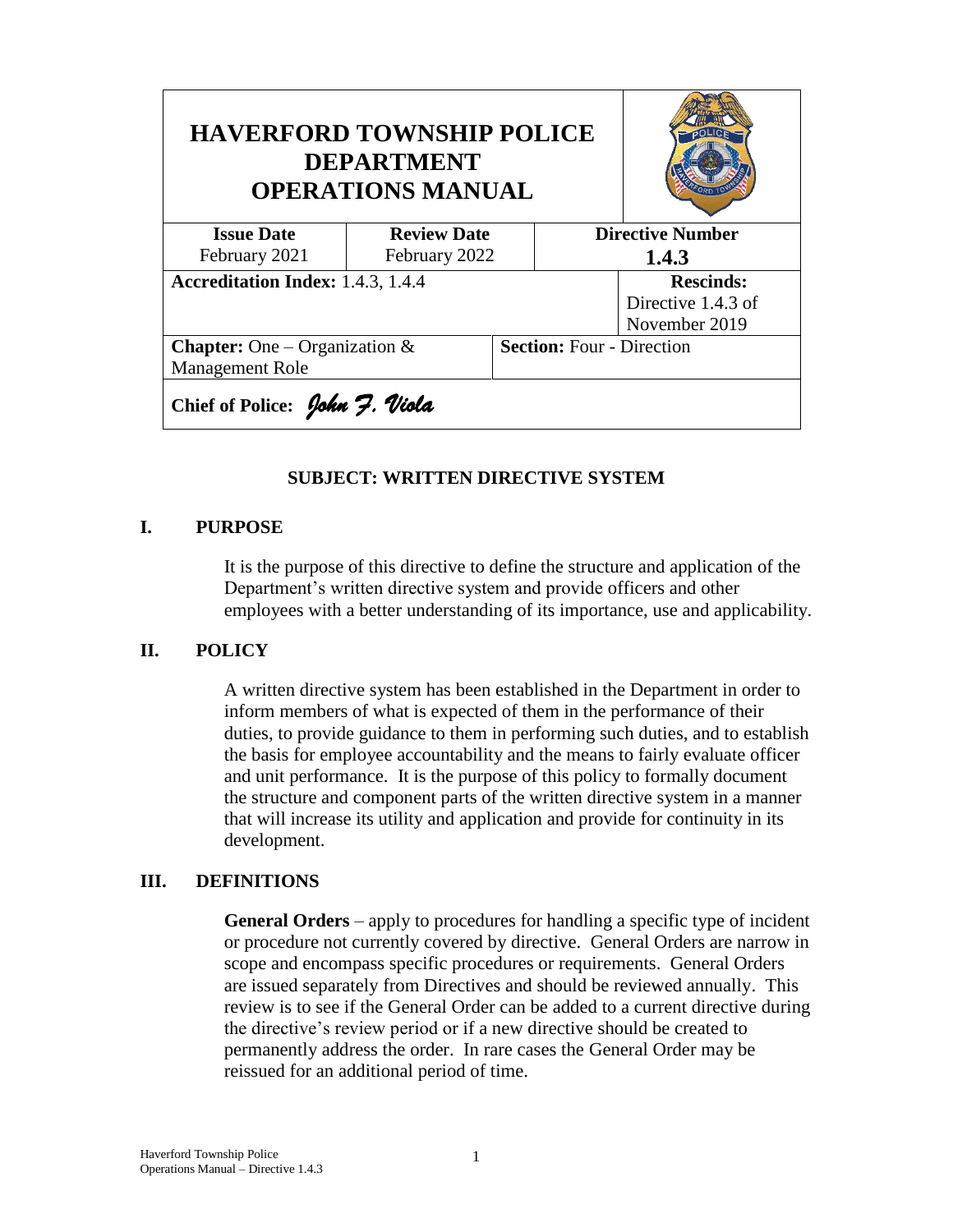| HAVERFORD TOWNSHIP POLICE DEPARTMENT OPERATIONS MANUAL | | | |
|---|---|---|---|
| **Issue Date** February 2021 | **Review Date** February 2022 | **Directive Number** **1.4.3** | |
| **Accreditation Index:** 1.4.3, 1.4.4 | | | **Rescinds:** Directive 1.4.3 of November 2019 |
| **Chapter:** One – Organization & Management Role | | **Section:** Four - Direction | |
| **Chief of Police:** *John F. Viola* | | | |

**SUBJECT: WRITTEN DIRECTIVE SYSTEM**

## I. PURPOSE

It is the purpose of this directive to define the structure and application of the Department's written directive system and provide officers and other employees with a better understanding of its importance, use and applicability.

## II. POLICY

A written directive system has been established in the Department in order to inform members of what is expected of them in the performance of their duties, to provide guidance to them in performing such duties, and to establish the basis for employee accountability and the means to fairly evaluate officer and unit performance. It is the purpose of this policy to formally document the structure and component parts of the written directive system in a manner that will increase its utility and application and provide for continuity in its development.

## III. DEFINITIONS

**General Orders** – apply to procedures for handling a specific type of incident or procedure not currently covered by directive. General Orders are narrow in scope and encompass specific procedures or requirements. General Orders are issued separately from Directives and should be reviewed annually. This review is to see if the General Order can be added to a current directive during the directive's review period or if a new directive should be created to permanently address the order. In rare cases the General Order may be reissued for an additional period of time.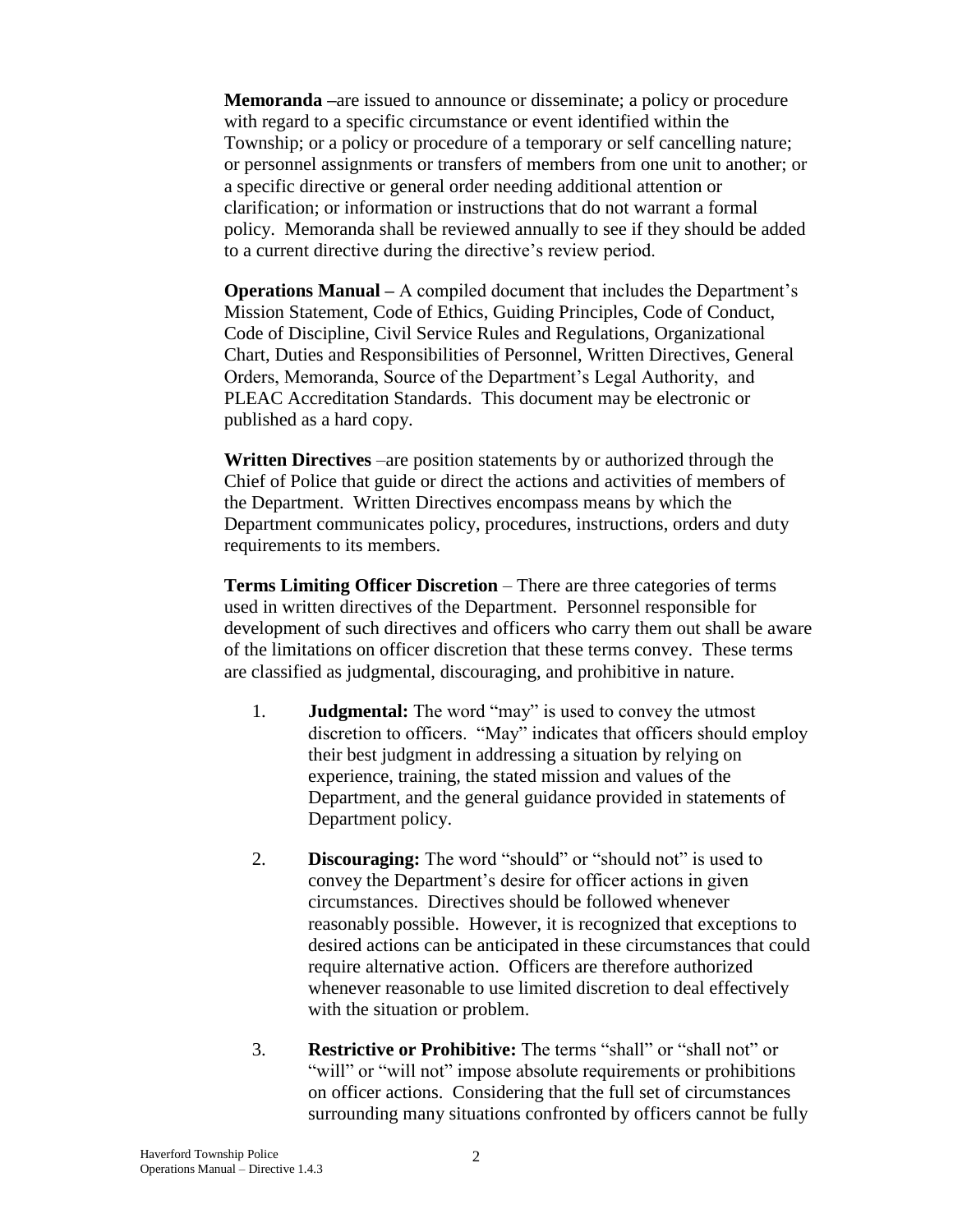**Memoranda –**are issued to announce or disseminate; a policy or procedure with regard to a specific circumstance or event identified within the Township; or a policy or procedure of a temporary or self cancelling nature; or personnel assignments or transfers of members from one unit to another; or a specific directive or general order needing additional attention or clarification; or information or instructions that do not warrant a formal policy. Memoranda shall be reviewed annually to see if they should be added to a current directive during the directive's review period.

**Operations Manual –** A compiled document that includes the Department's Mission Statement, Code of Ethics, Guiding Principles, Code of Conduct, Code of Discipline, Civil Service Rules and Regulations, Organizational Chart, Duties and Responsibilities of Personnel, Written Directives, General Orders, Memoranda, Source of the Department's Legal Authority, and PLEAC Accreditation Standards. This document may be electronic or published as a hard copy.

**Written Directives** –are position statements by or authorized through the Chief of Police that guide or direct the actions and activities of members of the Department. Written Directives encompass means by which the Department communicates policy, procedures, instructions, orders and duty requirements to its members.

**Terms Limiting Officer Discretion** – There are three categories of terms used in written directives of the Department. Personnel responsible for development of such directives and officers who carry them out shall be aware of the limitations on officer discretion that these terms convey. These terms are classified as judgmental, discouraging, and prohibitive in nature.

1. **Judgmental:** The word "may" is used to convey the utmost discretion to officers. "May" indicates that officers should employ their best judgment in addressing a situation by relying on experience, training, the stated mission and values of the Department, and the general guidance provided in statements of Department policy.

2. **Discouraging:** The word "should" or "should not" is used to convey the Department's desire for officer actions in given circumstances. Directives should be followed whenever reasonably possible. However, it is recognized that exceptions to desired actions can be anticipated in these circumstances that could require alternative action. Officers are therefore authorized whenever reasonable to use limited discretion to deal effectively with the situation or problem.

3. **Restrictive or Prohibitive:** The terms "shall" or "shall not" or "will" or "will not" impose absolute requirements or prohibitions on officer actions. Considering that the full set of circumstances surrounding many situations confronted by officers cannot be fully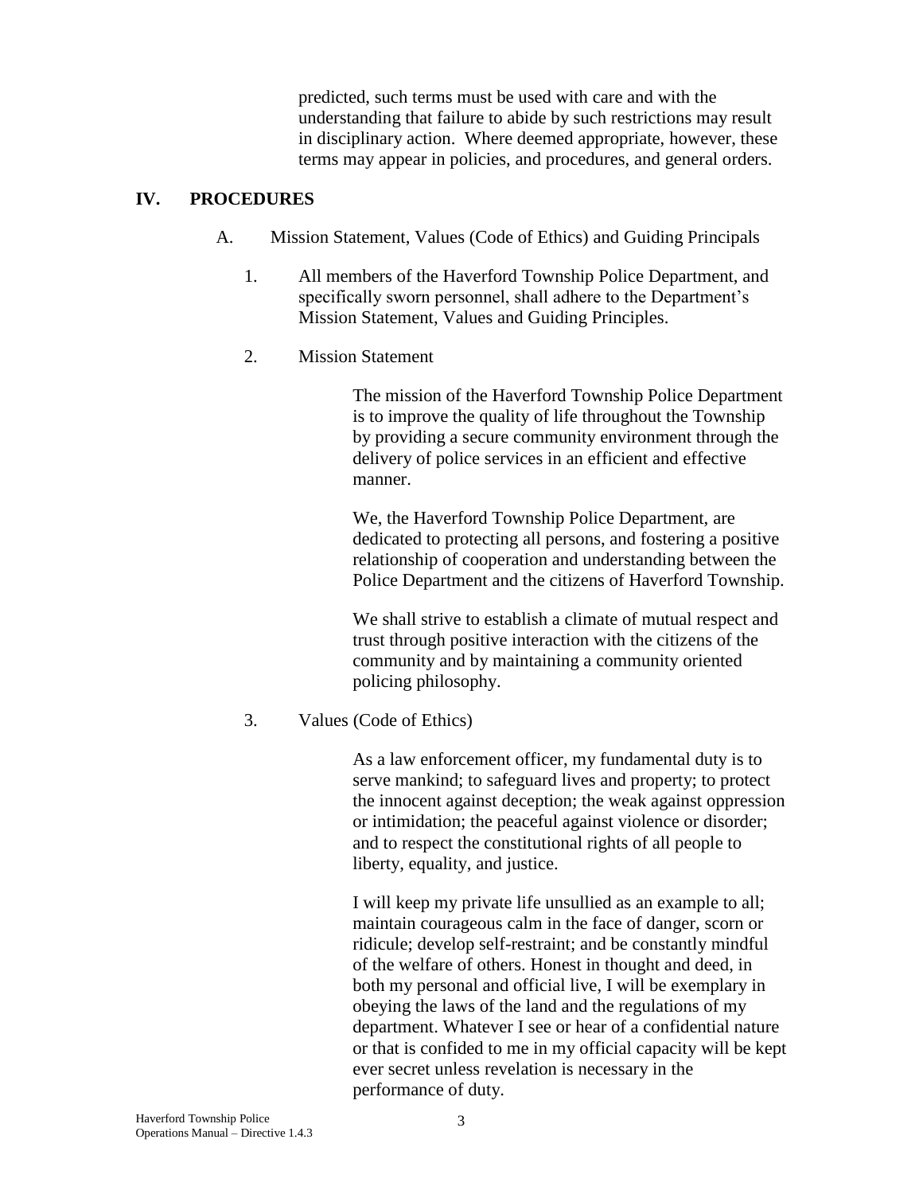predicted, such terms must be used with care and with the understanding that failure to abide by such restrictions may result in disciplinary action. Where deemed appropriate, however, these terms may appear in policies, and procedures, and general orders.

## IV. PROCEDURES

A. Mission Statement, Values (Code of Ethics) and Guiding Principals

1. All members of the Haverford Township Police Department, and specifically sworn personnel, shall adhere to the Department's Mission Statement, Values and Guiding Principles.

2. Mission Statement

   The mission of the Haverford Township Police Department is to improve the quality of life throughout the Township by providing a secure community environment through the delivery of police services in an efficient and effective manner.

   We, the Haverford Township Police Department, are dedicated to protecting all persons, and fostering a positive relationship of cooperation and understanding between the Police Department and the citizens of Haverford Township.

   We shall strive to establish a climate of mutual respect and trust through positive interaction with the citizens of the community and by maintaining a community oriented policing philosophy.

3. Values (Code of Ethics)

   As a law enforcement officer, my fundamental duty is to serve mankind; to safeguard lives and property; to protect the innocent against deception; the weak against oppression or intimidation; the peaceful against violence or disorder; and to respect the constitutional rights of all people to liberty, equality, and justice.

   I will keep my private life unsullied as an example to all; maintain courageous calm in the face of danger, scorn or ridicule; develop self-restraint; and be constantly mindful of the welfare of others. Honest in thought and deed, in both my personal and official live, I will be exemplary in obeying the laws of the land and the regulations of my department. Whatever I see or hear of a confidential nature or that is confided to me in my official capacity will be kept ever secret unless revelation is necessary in the performance of duty.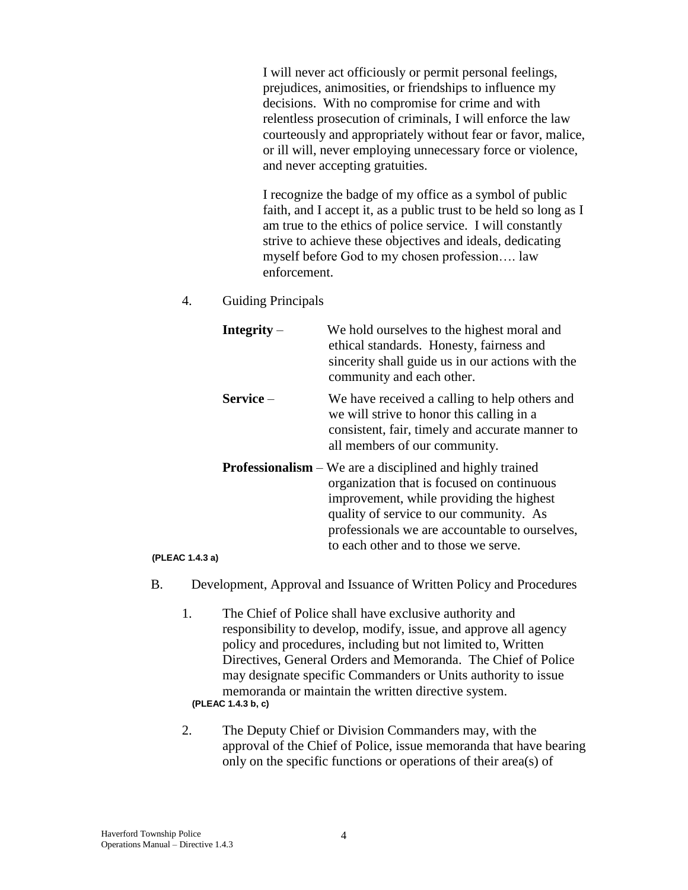I will never act officiously or permit personal feelings, prejudices, animosities, or friendships to influence my decisions. With no compromise for crime and with relentless prosecution of criminals, I will enforce the law courteously and appropriately without fear or favor, malice, or ill will, never employing unnecessary force or violence, and never accepting gratuities.

I recognize the badge of my office as a symbol of public faith, and I accept it, as a public trust to be held so long as I am true to the ethics of police service. I will constantly strive to achieve these objectives and ideals, dedicating myself before God to my chosen profession…. law enforcement.

4. Guiding Principals

**Integrity** – We hold ourselves to the highest moral and ethical standards. Honesty, fairness and sincerity shall guide us in our actions with the community and each other.

**Service** – We have received a calling to help others and we will strive to honor this calling in a consistent, fair, timely and accurate manner to all members of our community.

**Professionalism** – We are a disciplined and highly trained organization that is focused on continuous improvement, while providing the highest quality of service to our community. As professionals we are accountable to ourselves, to each other and to those we serve.

**(PLEAC 1.4.3 a)**

B. Development, Approval and Issuance of Written Policy and Procedures

1. The Chief of Police shall have exclusive authority and responsibility to develop, modify, issue, and approve all agency policy and procedures, including but not limited to, Written Directives, General Orders and Memoranda. The Chief of Police may designate specific Commanders or Units authority to issue memoranda or maintain the written directive system.
**(PLEAC 1.4.3 b, c)**

2. The Deputy Chief or Division Commanders may, with the approval of the Chief of Police, issue memoranda that have bearing only on the specific functions or operations of their area(s) of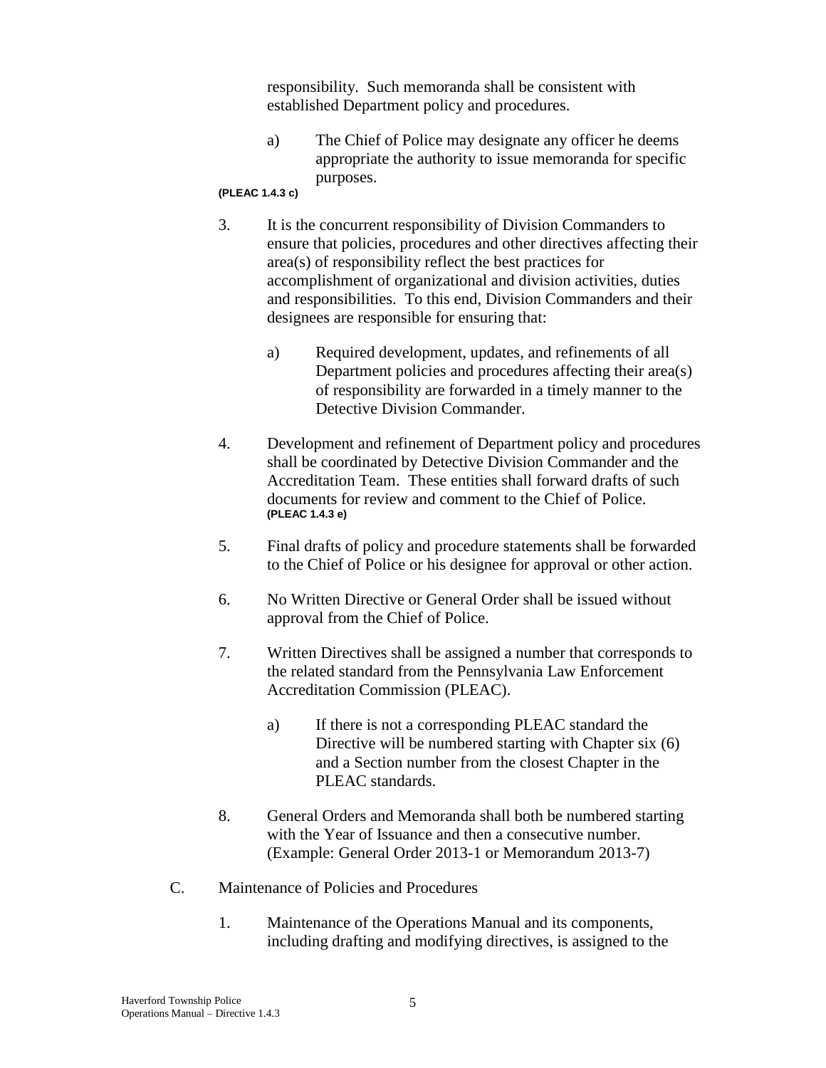responsibility. Such memoranda shall be consistent with established Department policy and procedures.

a) The Chief of Police may designate any officer he deems appropriate the authority to issue memoranda for specific purposes.

**(PLEAC 1.4.3 c)**

3. It is the concurrent responsibility of Division Commanders to ensure that policies, procedures and other directives affecting their area(s) of responsibility reflect the best practices for accomplishment of organizational and division activities, duties and responsibilities. To this end, Division Commanders and their designees are responsible for ensuring that:

   a) Required development, updates, and refinements of all Department policies and procedures affecting their area(s) of responsibility are forwarded in a timely manner to the Detective Division Commander.

4. Development and refinement of Department policy and procedures shall be coordinated by Detective Division Commander and the Accreditation Team. These entities shall forward drafts of such documents for review and comment to the Chief of Police. **(PLEAC 1.4.3 e)**

5. Final drafts of policy and procedure statements shall be forwarded to the Chief of Police or his designee for approval or other action.

6. No Written Directive or General Order shall be issued without approval from the Chief of Police.

7. Written Directives shall be assigned a number that corresponds to the related standard from the Pennsylvania Law Enforcement Accreditation Commission (PLEAC).

   a) If there is not a corresponding PLEAC standard the Directive will be numbered starting with Chapter six (6) and a Section number from the closest Chapter in the PLEAC standards.

8. General Orders and Memoranda shall both be numbered starting with the Year of Issuance and then a consecutive number. (Example: General Order 2013-1 or Memorandum 2013-7)

C. Maintenance of Policies and Procedures

1. Maintenance of the Operations Manual and its components, including drafting and modifying directives, is assigned to the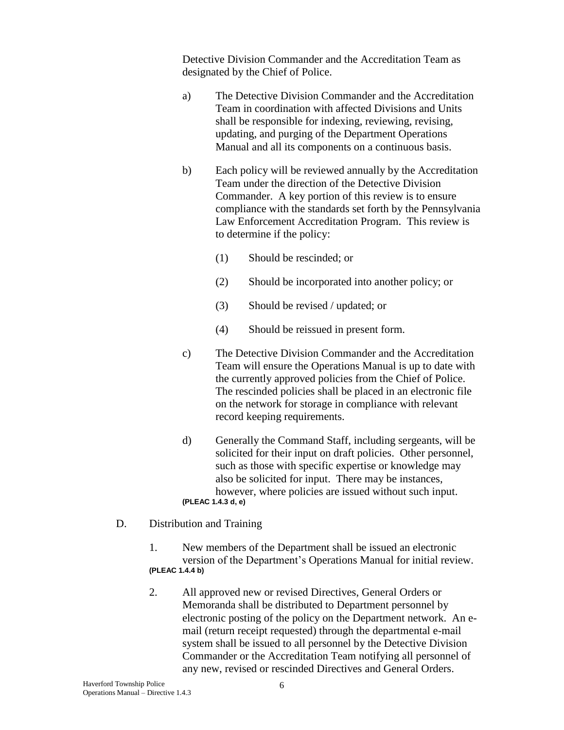Detective Division Commander and the Accreditation Team as designated by the Chief of Police.

a) The Detective Division Commander and the Accreditation Team in coordination with affected Divisions and Units shall be responsible for indexing, reviewing, revising, updating, and purging of the Department Operations Manual and all its components on a continuous basis.

b) Each policy will be reviewed annually by the Accreditation Team under the direction of the Detective Division Commander. A key portion of this review is to ensure compliance with the standards set forth by the Pennsylvania Law Enforcement Accreditation Program. This review is to determine if the policy:

   (1) Should be rescinded; or

   (2) Should be incorporated into another policy; or

   (3) Should be revised / updated; or

   (4) Should be reissued in present form.

c) The Detective Division Commander and the Accreditation Team will ensure the Operations Manual is up to date with the currently approved policies from the Chief of Police. The rescinded policies shall be placed in an electronic file on the network for storage in compliance with relevant record keeping requirements.

d) Generally the Command Staff, including sergeants, will be solicited for their input on draft policies. Other personnel, such as those with specific expertise or knowledge may also be solicited for input. There may be instances, however, where policies are issued without such input. **(PLEAC 1.4.3 d, e)**

D. Distribution and Training

1. New members of the Department shall be issued an electronic version of the Department's Operations Manual for initial review. **(PLEAC 1.4.4 b)**

2. All approved new or revised Directives, General Orders or Memoranda shall be distributed to Department personnel by electronic posting of the policy on the Department network. An e-mail (return receipt requested) through the departmental e-mail system shall be issued to all personnel by the Detective Division Commander or the Accreditation Team notifying all personnel of any new, revised or rescinded Directives and General Orders.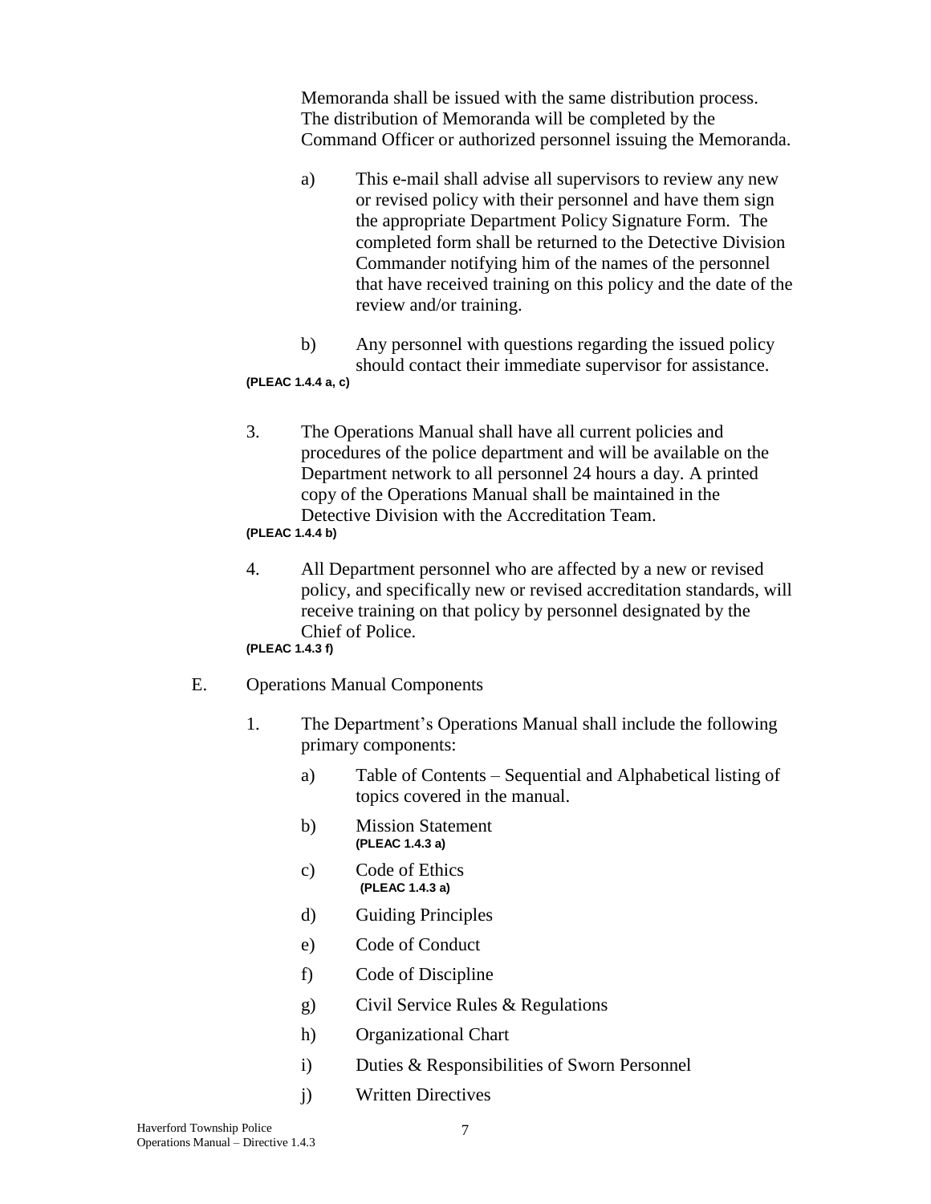Memoranda shall be issued with the same distribution process. The distribution of Memoranda will be completed by the Command Officer or authorized personnel issuing the Memoranda.

a) This e-mail shall advise all supervisors to review any new or revised policy with their personnel and have them sign the appropriate Department Policy Signature Form. The completed form shall be returned to the Detective Division Commander notifying him of the names of the personnel that have received training on this policy and the date of the review and/or training.

b) Any personnel with questions regarding the issued policy should contact their immediate supervisor for assistance.

**(PLEAC 1.4.4 a, c)**

3. The Operations Manual shall have all current policies and procedures of the police department and will be available on the Department network to all personnel 24 hours a day. A printed copy of the Operations Manual shall be maintained in the Detective Division with the Accreditation Team.

**(PLEAC 1.4.4 b)**

4. All Department personnel who are affected by a new or revised policy, and specifically new or revised accreditation standards, will receive training on that policy by personnel designated by the Chief of Police.

**(PLEAC 1.4.3 f)**

E. Operations Manual Components

1. The Department's Operations Manual shall include the following primary components:

a) Table of Contents – Sequential and Alphabetical listing of topics covered in the manual.

b) Mission Statement
**(PLEAC 1.4.3 a)**

c) Code of Ethics
**(PLEAC 1.4.3 a)**

d) Guiding Principles

e) Code of Conduct

f) Code of Discipline

g) Civil Service Rules & Regulations

h) Organizational Chart

i) Duties & Responsibilities of Sworn Personnel

j) Written Directives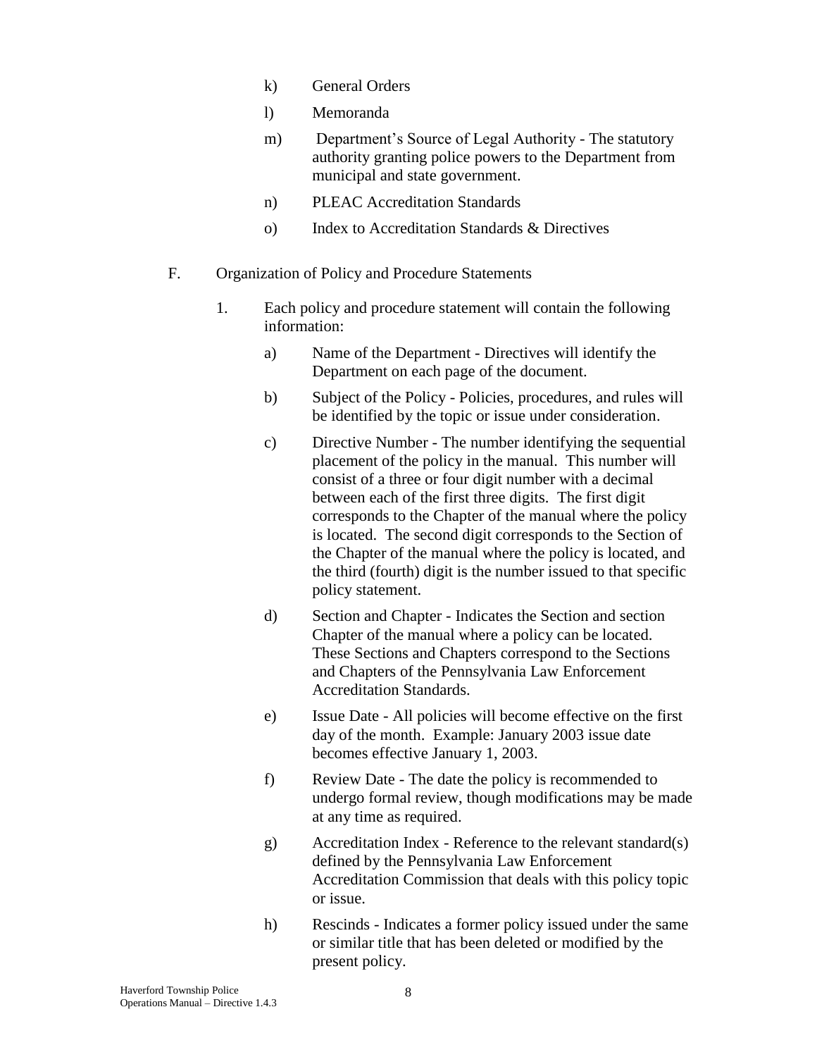k) General Orders

l) Memoranda

m) Department's Source of Legal Authority - The statutory authority granting police powers to the Department from municipal and state government.

n) PLEAC Accreditation Standards

o) Index to Accreditation Standards & Directives

F. Organization of Policy and Procedure Statements

1. Each policy and procedure statement will contain the following information:

   a) Name of the Department - Directives will identify the Department on each page of the document.

   b) Subject of the Policy - Policies, procedures, and rules will be identified by the topic or issue under consideration.

   c) Directive Number - The number identifying the sequential placement of the policy in the manual. This number will consist of a three or four digit number with a decimal between each of the first three digits. The first digit corresponds to the Chapter of the manual where the policy is located. The second digit corresponds to the Section of the Chapter of the manual where the policy is located, and the third (fourth) digit is the number issued to that specific policy statement.

   d) Section and Chapter - Indicates the Section and section Chapter of the manual where a policy can be located. These Sections and Chapters correspond to the Sections and Chapters of the Pennsylvania Law Enforcement Accreditation Standards.

   e) Issue Date - All policies will become effective on the first day of the month. Example: January 2003 issue date becomes effective January 1, 2003.

   f) Review Date - The date the policy is recommended to undergo formal review, though modifications may be made at any time as required.

   g) Accreditation Index - Reference to the relevant standard(s) defined by the Pennsylvania Law Enforcement Accreditation Commission that deals with this policy topic or issue.

   h) Rescinds - Indicates a former policy issued under the same or similar title that has been deleted or modified by the present policy.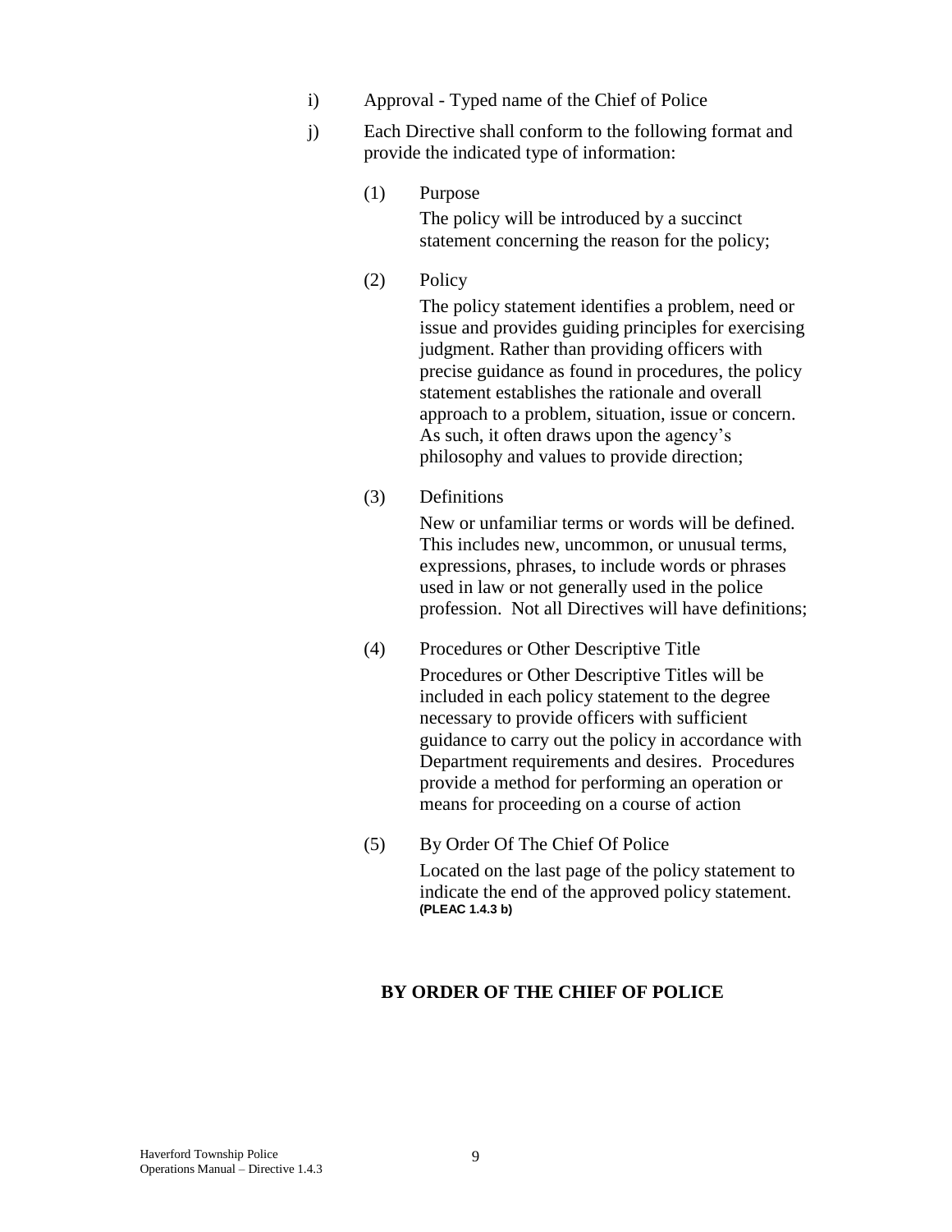i) Approval - Typed name of the Chief of Police

j) Each Directive shall conform to the following format and provide the indicated type of information:

(1) Purpose

The policy will be introduced by a succinct statement concerning the reason for the policy;

(2) Policy

The policy statement identifies a problem, need or issue and provides guiding principles for exercising judgment. Rather than providing officers with precise guidance as found in procedures, the policy statement establishes the rationale and overall approach to a problem, situation, issue or concern. As such, it often draws upon the agency's philosophy and values to provide direction;

(3) Definitions

New or unfamiliar terms or words will be defined. This includes new, uncommon, or unusual terms, expressions, phrases, to include words or phrases used in law or not generally used in the police profession. Not all Directives will have definitions;

(4) Procedures or Other Descriptive Title

Procedures or Other Descriptive Titles will be included in each policy statement to the degree necessary to provide officers with sufficient guidance to carry out the policy in accordance with Department requirements and desires. Procedures provide a method for performing an operation or means for proceeding on a course of action

(5) By Order Of The Chief Of Police

Located on the last page of the policy statement to indicate the end of the approved policy statement. **(PLEAC 1.4.3 b)**

**BY ORDER OF THE CHIEF OF POLICE**